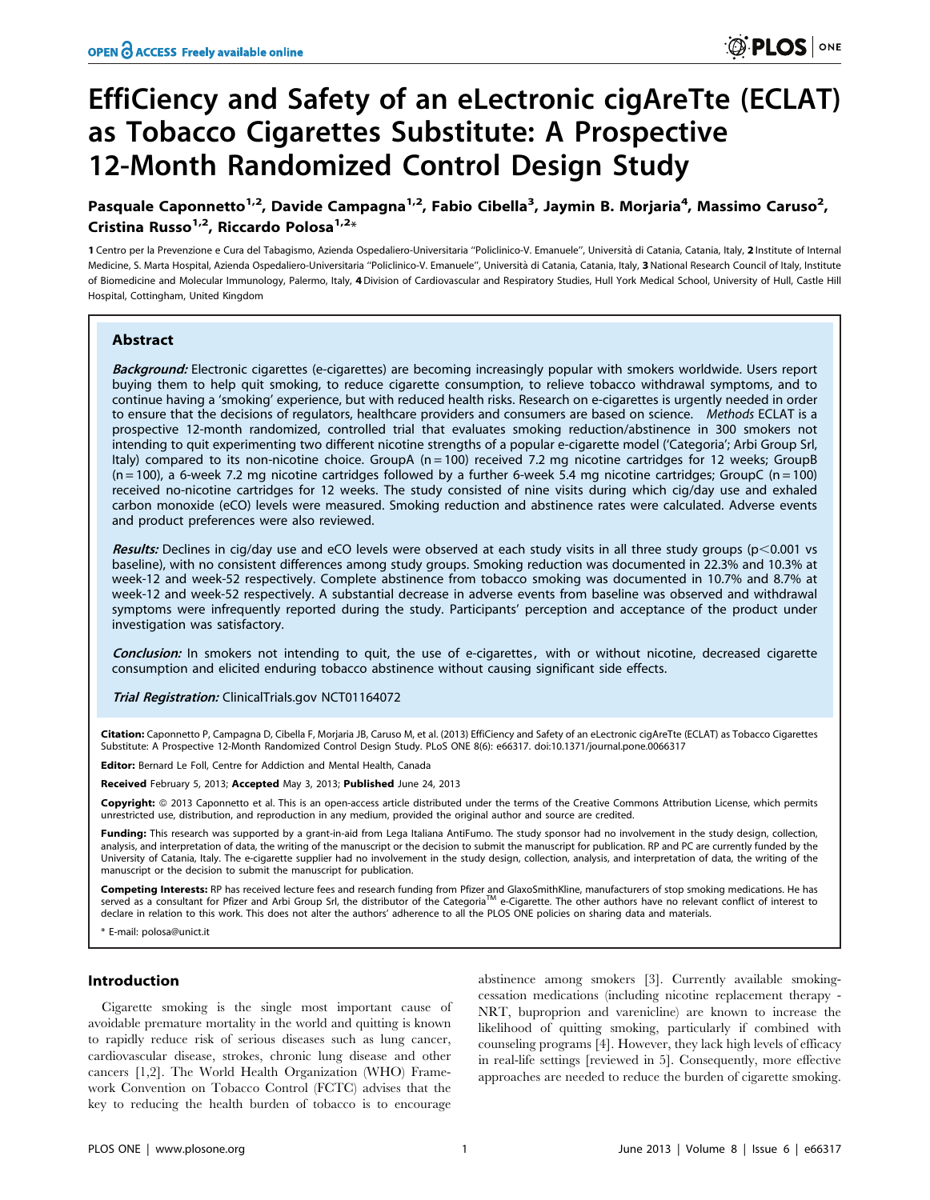OPEN ACCESS Freely available online

# EffiCiency and Safety of an eLectronic cigAreTte (ECLAT) as Tobacco Cigarettes Substitute: A Prospective 12-Month Randomized Control Design Study

Pasquale Caponnetto[1,2], Davide Campagna[1,2], Fabio Cibella[3], Jaymin B. Morjaria[4], Massimo Caruso[2], Cristina Russo[1,2], Riccardo Polosa[1,2]*

1 Centro per la Prevenzione e Cura del Tabagismo, Azienda Ospedaliero-Universitaria ''Policlinico-V. Emanuele'', Università di Catania, Catania, Italy, 2 Institute of Internal Medicine, S. Marta Hospital, Azienda Ospedaliero-Universitaria ''Policlinico-V. Emanuele'', Università di Catania, Catania, Italy, 3 National Research Council of Italy, Institute of Biomedicine and Molecular Immunology, Palermo, Italy, 4 Division of Cardiovascular and Respiratory Studies, Hull York Medical School, University of Hull, Castle Hill Hospital, Cottingham, United Kingdom

## Abstract

***Background:*** Electronic cigarettes (e-cigarettes) are becoming increasingly popular with smokers worldwide. Users report buying them to help quit smoking, to reduce cigarette consumption, to relieve tobacco withdrawal symptoms, and to continue having a 'smoking' experience, but with reduced health risks. Research on e-cigarettes is urgently needed in order to ensure that the decisions of regulators, healthcare providers and consumers are based on science. *Methods* ECLAT is a prospective 12-month randomized, controlled trial that evaluates smoking reduction/abstinence in 300 smokers not intending to quit experimenting two different nicotine strengths of a popular e-cigarette model ('Categoria'; Arbi Group Srl, Italy) compared to its non-nicotine choice. GroupA (n = 100) received 7.2 mg nicotine cartridges for 12 weeks; GroupB (n = 100), a 6-week 7.2 mg nicotine cartridges followed by a further 6-week 5.4 mg nicotine cartridges; GroupC (n = 100) received no-nicotine cartridges for 12 weeks. The study consisted of nine visits during which cig/day use and exhaled carbon monoxide (eCO) levels were measured. Smoking reduction and abstinence rates were calculated. Adverse events and product preferences were also reviewed.

***Results:*** Declines in cig/day use and eCO levels were observed at each study visits in all three study groups ($p<0.001$ vs baseline), with no consistent differences among study groups. Smoking reduction was documented in 22.3% and 10.3% at week-12 and week-52 respectively. Complete abstinence from tobacco smoking was documented in 10.7% and 8.7% at week-12 and week-52 respectively. A substantial decrease in adverse events from baseline was observed and withdrawal symptoms were infrequently reported during the study. Participants' perception and acceptance of the product under investigation was satisfactory.

***Conclusion:*** In smokers not intending to quit, the use of e-cigarettes, with or without nicotine, decreased cigarette consumption and elicited enduring tobacco abstinence without causing significant side effects.

***Trial Registration:*** ClinicalTrials.gov NCT01164072

**Citation:** Caponnetto P, Campagna D, Cibella F, Morjaria JB, Caruso M, et al. (2013) EffiCiency and Safety of an eLectronic cigAreTte (ECLAT) as Tobacco Cigarettes Substitute: A Prospective 12-Month Randomized Control Design Study. PLoS ONE 8(6): e66317. doi:10.1371/journal.pone.0066317

**Editor:** Bernard Le Foll, Centre for Addiction and Mental Health, Canada

**Received** February 5, 2013; **Accepted** May 3, 2013; **Published** June 24, 2013

**Copyright:** © 2013 Caponnetto et al. This is an open-access article distributed under the terms of the Creative Commons Attribution License, which permits unrestricted use, distribution, and reproduction in any medium, provided the original author and source are credited.

**Funding:** This research was supported by a grant-in-aid from Lega Italiana AntiFumo. The study sponsor had no involvement in the study design, collection, analysis, and interpretation of data, the writing of the manuscript or the decision to submit the manuscript for publication. RP and PC are currently funded by the University of Catania, Italy. The e-cigarette supplier had no involvement in the study design, collection, analysis, and interpretation of data, the writing of the manuscript or the decision to submit the manuscript for publication.

**Competing Interests:** RP has received lecture fees and research funding from Pfizer and GlaxoSmithKline, manufacturers of stop smoking medications. He has served as a consultant for Pfizer and Arbi Group Srl, the distributor of the Categoria™ e-Cigarette. The other authors have no relevant conflict of interest to declare in relation to this work. This does not alter the authors' adherence to all the PLOS ONE policies on sharing data and materials.

\* E-mail: polosa@unict.it

## Introduction

Cigarette smoking is the single most important cause of avoidable premature mortality in the world and quitting is known to rapidly reduce risk of serious diseases such as lung cancer, cardiovascular disease, strokes, chronic lung disease and other cancers [1,2]. The World Health Organization (WHO) Framework Convention on Tobacco Control (FCTC) advises that the key to reducing the health burden of tobacco is to encourage abstinence among smokers [3]. Currently available smoking-cessation medications (including nicotine replacement therapy - NRT, buproprion and varenicline) are known to increase the likelihood of quitting smoking, particularly if combined with counseling programs [4]. However, they lack high levels of efficacy in real-life settings [reviewed in 5]. Consequently, more effective approaches are needed to reduce the burden of cigarette smoking.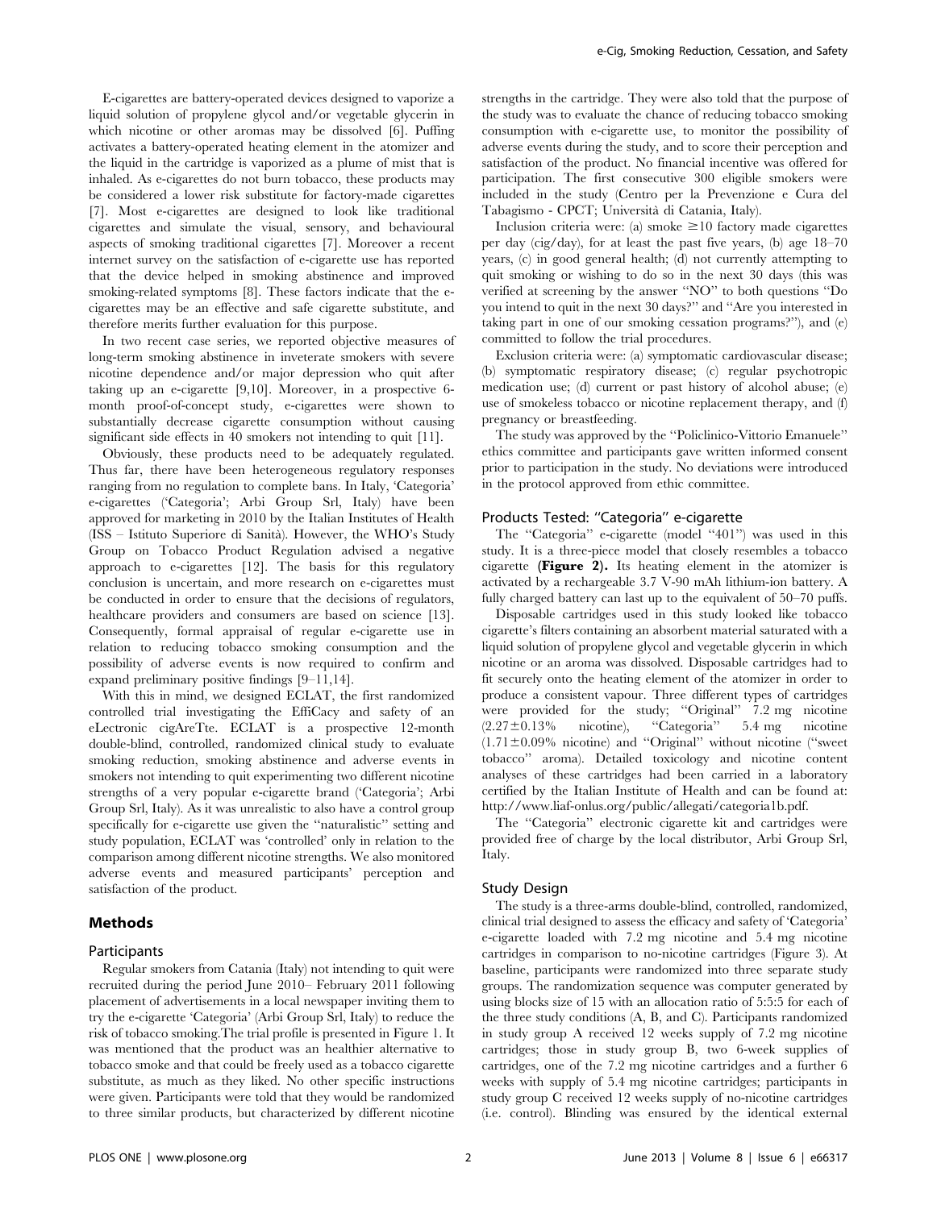E-cigarettes are battery-operated devices designed to vaporize a liquid solution of propylene glycol and/or vegetable glycerin in which nicotine or other aromas may be dissolved [6]. Puffing activates a battery-operated heating element in the atomizer and the liquid in the cartridge is vaporized as a plume of mist that is inhaled. As e-cigarettes do not burn tobacco, these products may be considered a lower risk substitute for factory-made cigarettes [7]. Most e-cigarettes are designed to look like traditional cigarettes and simulate the visual, sensory, and behavioural aspects of smoking traditional cigarettes [7]. Moreover a recent internet survey on the satisfaction of e-cigarette use has reported that the device helped in smoking abstinence and improved smoking-related symptoms [8]. These factors indicate that the e-cigarettes may be an effective and safe cigarette substitute, and therefore merits further evaluation for this purpose.

In two recent case series, we reported objective measures of long-term smoking abstinence in inveterate smokers with severe nicotine dependence and/or major depression who quit after taking up an e-cigarette [9,10]. Moreover, in a prospective 6-month proof-of-concept study, e-cigarettes were shown to substantially decrease cigarette consumption without causing significant side effects in 40 smokers not intending to quit [11].

Obviously, these products need to be adequately regulated. Thus far, there have been heterogeneous regulatory responses ranging from no regulation to complete bans. In Italy, 'Categoria' e-cigarettes ('Categoria'; Arbi Group Srl, Italy) have been approved for marketing in 2010 by the Italian Institutes of Health (ISS – Istituto Superiore di Sanità). However, the WHO's Study Group on Tobacco Product Regulation advised a negative approach to e-cigarettes [12]. The basis for this regulatory conclusion is uncertain, and more research on e-cigarettes must be conducted in order to ensure that the decisions of regulators, healthcare providers and consumers are based on science [13]. Consequently, formal appraisal of regular e-cigarette use in relation to reducing tobacco smoking consumption and the possibility of adverse events is now required to confirm and expand preliminary positive findings [9–11,14].

With this in mind, we designed ECLAT, the first randomized controlled trial investigating the EffiCacy and safety of an eLectronic cigAreTte. ECLAT is a prospective 12-month double-blind, controlled, randomized clinical study to evaluate smoking reduction, smoking abstinence and adverse events in smokers not intending to quit experimenting two different nicotine strengths of a very popular e-cigarette brand ('Categoria'; Arbi Group Srl, Italy). As it was unrealistic to also have a control group specifically for e-cigarette use given the "naturalistic" setting and study population, ECLAT was 'controlled' only in relation to the comparison among different nicotine strengths. We also monitored adverse events and measured participants' perception and satisfaction of the product.

## Methods

### Participants

Regular smokers from Catania (Italy) not intending to quit were recruited during the period June 2010– February 2011 following placement of advertisements in a local newspaper inviting them to try the e-cigarette 'Categoria' (Arbi Group Srl, Italy) to reduce the risk of tobacco smoking.The trial profile is presented in Figure 1. It was mentioned that the product was an healthier alternative to tobacco smoke and that could be freely used as a tobacco cigarette substitute, as much as they liked. No other specific instructions were given. Participants were told that they would be randomized to three similar products, but characterized by different nicotine strengths in the cartridge. They were also told that the purpose of the study was to evaluate the chance of reducing tobacco smoking consumption with e-cigarette use, to monitor the possibility of adverse events during the study, and to score their perception and satisfaction of the product. No financial incentive was offered for participation. The first consecutive 300 eligible smokers were included in the study (Centro per la Prevenzione e Cura del Tabagismo - CPCT; Università di Catania, Italy).

Inclusion criteria were: (a) smoke ≥10 factory made cigarettes per day (cig/day), for at least the past five years, (b) age 18–70 years, (c) in good general health; (d) not currently attempting to quit smoking or wishing to do so in the next 30 days (this was verified at screening by the answer "NO" to both questions "Do you intend to quit in the next 30 days?" and "Are you interested in taking part in one of our smoking cessation programs?"), and (e) committed to follow the trial procedures.

Exclusion criteria were: (a) symptomatic cardiovascular disease; (b) symptomatic respiratory disease; (c) regular psychotropic medication use; (d) current or past history of alcohol abuse; (e) use of smokeless tobacco or nicotine replacement therapy, and (f) pregnancy or breastfeeding.

The study was approved by the "Policlinico-Vittorio Emanuele" ethics committee and participants gave written informed consent prior to participation in the study. No deviations were introduced in the protocol approved from ethic committee.

### Products Tested: "Categoria" e-cigarette

The "Categoria" e-cigarette (model "401") was used in this study. It is a three-piece model that closely resembles a tobacco cigarette (**Figure 2**). Its heating element in the atomizer is activated by a rechargeable 3.7 V-90 mAh lithium-ion battery. A fully charged battery can last up to the equivalent of 50–70 puffs.

Disposable cartridges used in this study looked like tobacco cigarette's filters containing an absorbent material saturated with a liquid solution of propylene glycol and vegetable glycerin in which nicotine or an aroma was dissolved. Disposable cartridges had to fit securely onto the heating element of the atomizer in order to produce a consistent vapour. Three different types of cartridges were provided for the study; "Original" 7.2 mg nicotine (2.27±0.13% nicotine), "Categoria" 5.4 mg nicotine (1.71±0.09% nicotine) and "Original" without nicotine ("sweet tobacco" aroma). Detailed toxicology and nicotine content analyses of these cartridges had been carried in a laboratory certified by the Italian Institute of Health and can be found at: http://www.liaf-onlus.org/public/allegati/categoria1b.pdf.

The "Categoria" electronic cigarette kit and cartridges were provided free of charge by the local distributor, Arbi Group Srl, Italy.

### Study Design

The study is a three-arms double-blind, controlled, randomized, clinical trial designed to assess the efficacy and safety of 'Categoria' e-cigarette loaded with 7.2 mg nicotine and 5.4 mg nicotine cartridges in comparison to no-nicotine cartridges (Figure 3). At baseline, participants were randomized into three separate study groups. The randomization sequence was computer generated by using blocks size of 15 with an allocation ratio of 5:5:5 for each of the three study conditions (A, B, and C). Participants randomized in study group A received 12 weeks supply of 7.2 mg nicotine cartridges; those in study group B, two 6-week supplies of cartridges, one of the 7.2 mg nicotine cartridges and a further 6 weeks with supply of 5.4 mg nicotine cartridges; participants in study group C received 12 weeks supply of no-nicotine cartridges (i.e. control). Blinding was ensured by the identical external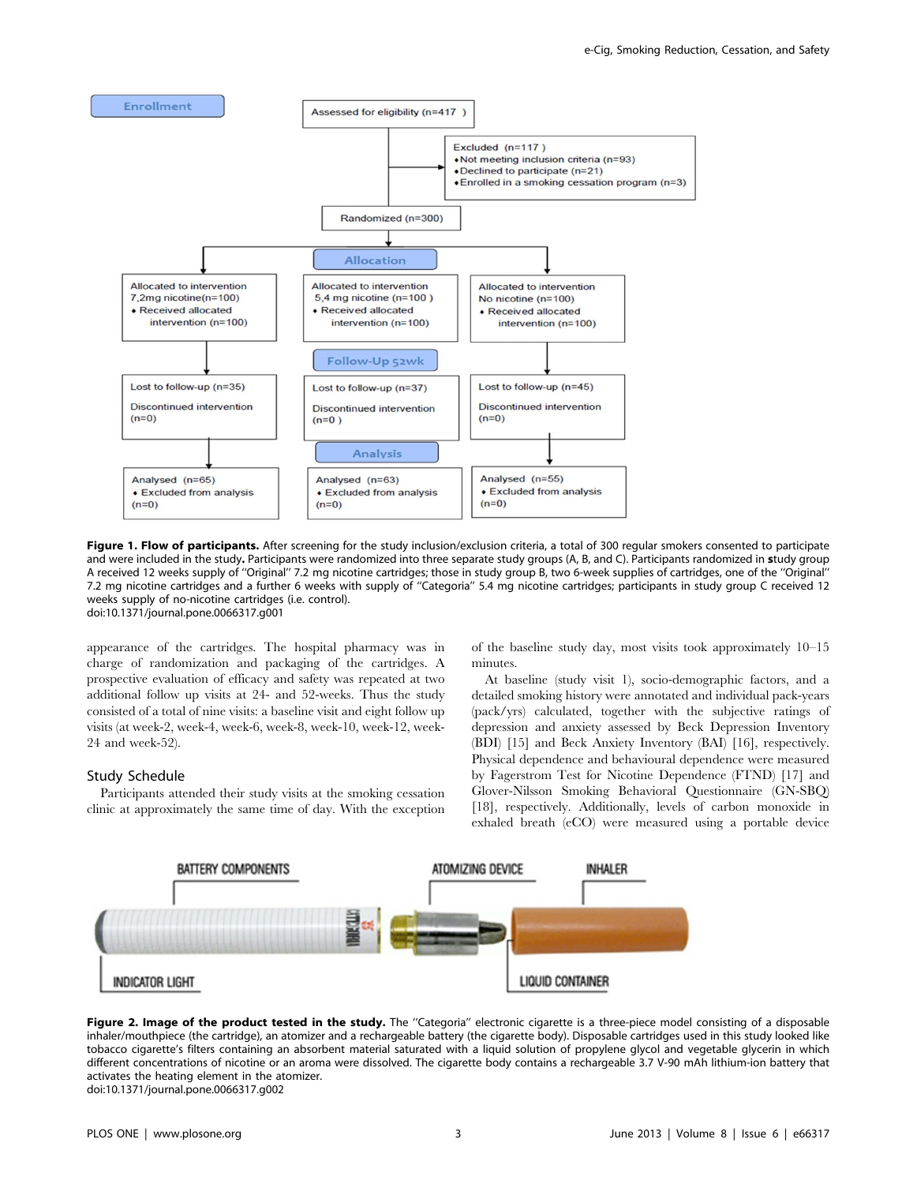**Figure 1. Flow of participants.** After screening for the study inclusion/exclusion criteria, a total of 300 regular smokers consented to participate and were included in the study**.** Participants were randomized into three separate study groups (A, B, and C). Participants randomized in **s**tudy group A received 12 weeks supply of "Original" 7.2 mg nicotine cartridges; those in study group B, two 6-week supplies of cartridges, one of the "Original" 7.2 mg nicotine cartridges and a further 6 weeks with supply of "Categoria" 5.4 mg nicotine cartridges; participants in study group C received 12 weeks supply of no-nicotine cartridges (i.e. control).
doi:10.1371/journal.pone.0066317.g001

appearance of the cartridges. The hospital pharmacy was in charge of randomization and packaging of the cartridges. A prospective evaluation of efficacy and safety was repeated at two additional follow up visits at 24- and 52-weeks. Thus the study consisted of a total of nine visits: a baseline visit and eight follow up visits (at week-2, week-4, week-6, week-8, week-10, week-12, week-24 and week-52).

## Study Schedule

Participants attended their study visits at the smoking cessation clinic at approximately the same time of day. With the exception of the baseline study day, most visits took approximately 10–15 minutes.

At baseline (study visit 1), socio-demographic factors, and a detailed smoking history were annotated and individual pack-years (pack/yrs) calculated, together with the subjective ratings of depression and anxiety assessed by Beck Depression Inventory (BDI) [15] and Beck Anxiety Inventory (BAI) [16], respectively. Physical dependence and behavioural dependence were measured by Fagerstrom Test for Nicotine Dependence (FTND) [17] and Glover-Nilsson Smoking Behavioral Questionnaire (GN-SBQ) [18], respectively. Additionally, levels of carbon monoxide in exhaled breath (eCO) were measured using a portable device

**Figure 2. Image of the product tested in the study.** The "Categoria" electronic cigarette is a three-piece model consisting of a disposable inhaler/mouthpiece (the cartridge), an atomizer and a rechargeable battery (the cigarette body). Disposable cartridges used in this study looked like tobacco cigarette's filters containing an absorbent material saturated with a liquid solution of propylene glycol and vegetable glycerin in which different concentrations of nicotine or an aroma were dissolved. The cigarette body contains a rechargeable 3.7 V-90 mAh lithium-ion battery that activates the heating element in the atomizer.
doi:10.1371/journal.pone.0066317.g002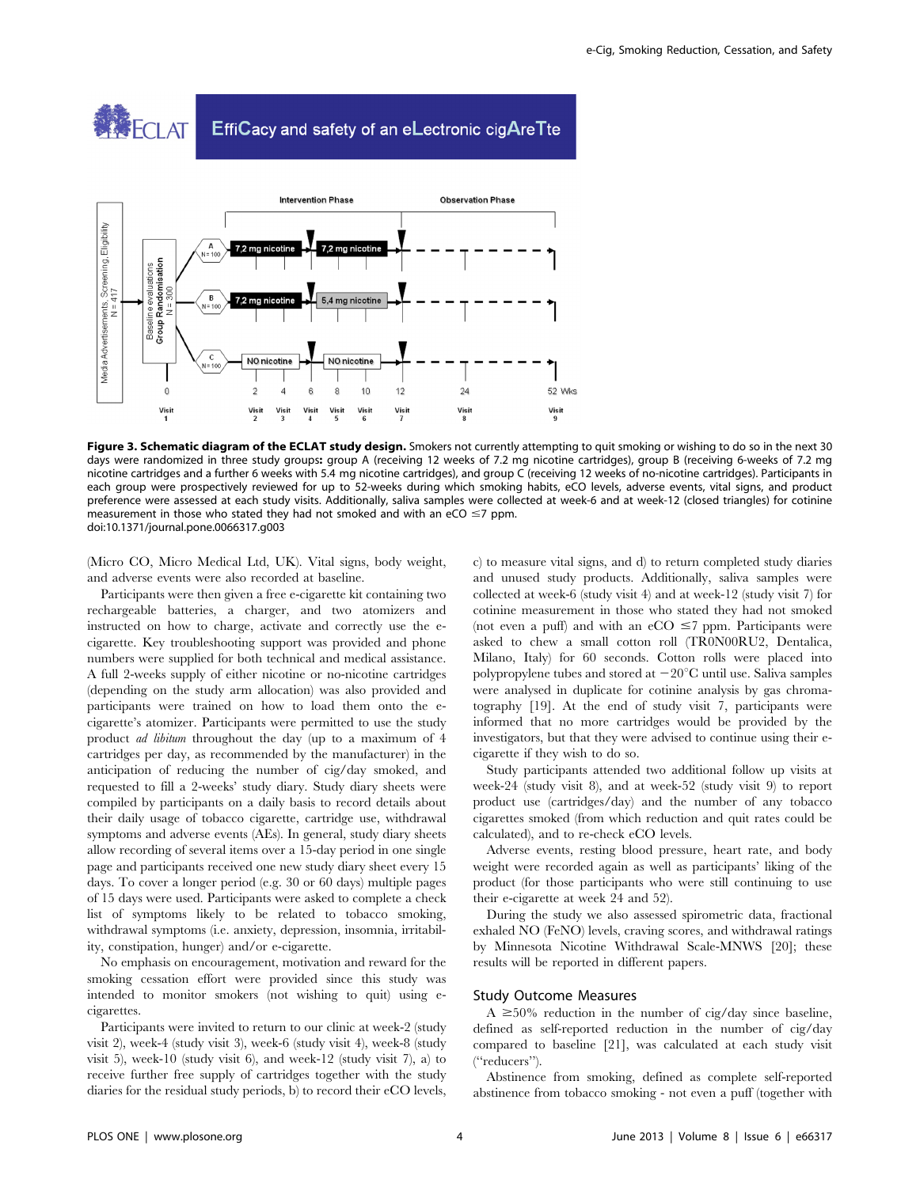**Figure 3. Schematic diagram of the ECLAT study design.** Smokers not currently attempting to quit smoking or wishing to do so in the next 30 days were randomized in three study groups: group A (receiving 12 weeks of 7.2 mg nicotine cartridges), group B (receiving 6-weeks of 7.2 mg nicotine cartridges and a further 6 weeks with 5.4 mg nicotine cartridges), and group C (receiving 12 weeks of no-nicotine cartridges). Participants in each group were prospectively reviewed for up to 52-weeks during which smoking habits, eCO levels, adverse events, vital signs, and product preference were assessed at each study visits. Additionally, saliva samples were collected at week-6 and at week-12 (closed triangles) for cotinine measurement in those who stated they had not smoked and with an eCO ≤7 ppm.
doi:10.1371/journal.pone.0066317.g003

(Micro CO, Micro Medical Ltd, UK). Vital signs, body weight, and adverse events were also recorded at baseline.

Participants were then given a free e-cigarette kit containing two rechargeable batteries, a charger, and two atomizers and instructed on how to charge, activate and correctly use the e-cigarette. Key troubleshooting support was provided and phone numbers were supplied for both technical and medical assistance. A full 2-weeks supply of either nicotine or no-nicotine cartridges (depending on the study arm allocation) was also provided and participants were trained on how to load them onto the e-cigarette's atomizer. Participants were permitted to use the study product *ad libitum* throughout the day (up to a maximum of 4 cartridges per day, as recommended by the manufacturer) in the anticipation of reducing the number of cig/day smoked, and requested to fill a 2-weeks' study diary. Study diary sheets were compiled by participants on a daily basis to record details about their daily usage of tobacco cigarette, cartridge use, withdrawal symptoms and adverse events (AEs). In general, study diary sheets allow recording of several items over a 15-day period in one single page and participants received one new study diary sheet every 15 days. To cover a longer period (e.g. 30 or 60 days) multiple pages of 15 days were used. Participants were asked to complete a check list of symptoms likely to be related to tobacco smoking, withdrawal symptoms (i.e. anxiety, depression, insomnia, irritability, constipation, hunger) and/or e-cigarette.

No emphasis on encouragement, motivation and reward for the smoking cessation effort were provided since this study was intended to monitor smokers (not wishing to quit) using e-cigarettes.

Participants were invited to return to our clinic at week-2 (study visit 2), week-4 (study visit 3), week-6 (study visit 4), week-8 (study visit 5), week-10 (study visit 6), and week-12 (study visit 7), a) to receive further free supply of cartridges together with the study diaries for the residual study periods, b) to record their eCO levels, c) to measure vital signs, and d) to return completed study diaries and unused study products. Additionally, saliva samples were collected at week-6 (study visit 4) and at week-12 (study visit 7) for cotinine measurement in those who stated they had not smoked (not even a puff) and with an eCO ≤7 ppm. Participants were asked to chew a small cotton roll (TR0N00RU2, Dentalica, Milano, Italy) for 60 seconds. Cotton rolls were placed into polypropylene tubes and stored at −20°C until use. Saliva samples were analysed in duplicate for cotinine analysis by gas chromatography [19]. At the end of study visit 7, participants were informed that no more cartridges would be provided by the investigators, but that they were advised to continue using their e-cigarette if they wish to do so.

Study participants attended two additional follow up visits at week-24 (study visit 8), and at week-52 (study visit 9) to report product use (cartridges/day) and the number of any tobacco cigarettes smoked (from which reduction and quit rates could be calculated), and to re-check eCO levels.

Adverse events, resting blood pressure, heart rate, and body weight were recorded again as well as participants' liking of the product (for those participants who were still continuing to use their e-cigarette at week 24 and 52).

During the study we also assessed spirometric data, fractional exhaled NO (FeNO) levels, craving scores, and withdrawal ratings by Minnesota Nicotine Withdrawal Scale-MNWS [20]; these results will be reported in different papers.

## Study Outcome Measures

A ≥50% reduction in the number of cig/day since baseline, defined as self-reported reduction in the number of cig/day compared to baseline [21], was calculated at each study visit ("reducers").

Abstinence from smoking, defined as complete self-reported abstinence from tobacco smoking - not even a puff (together with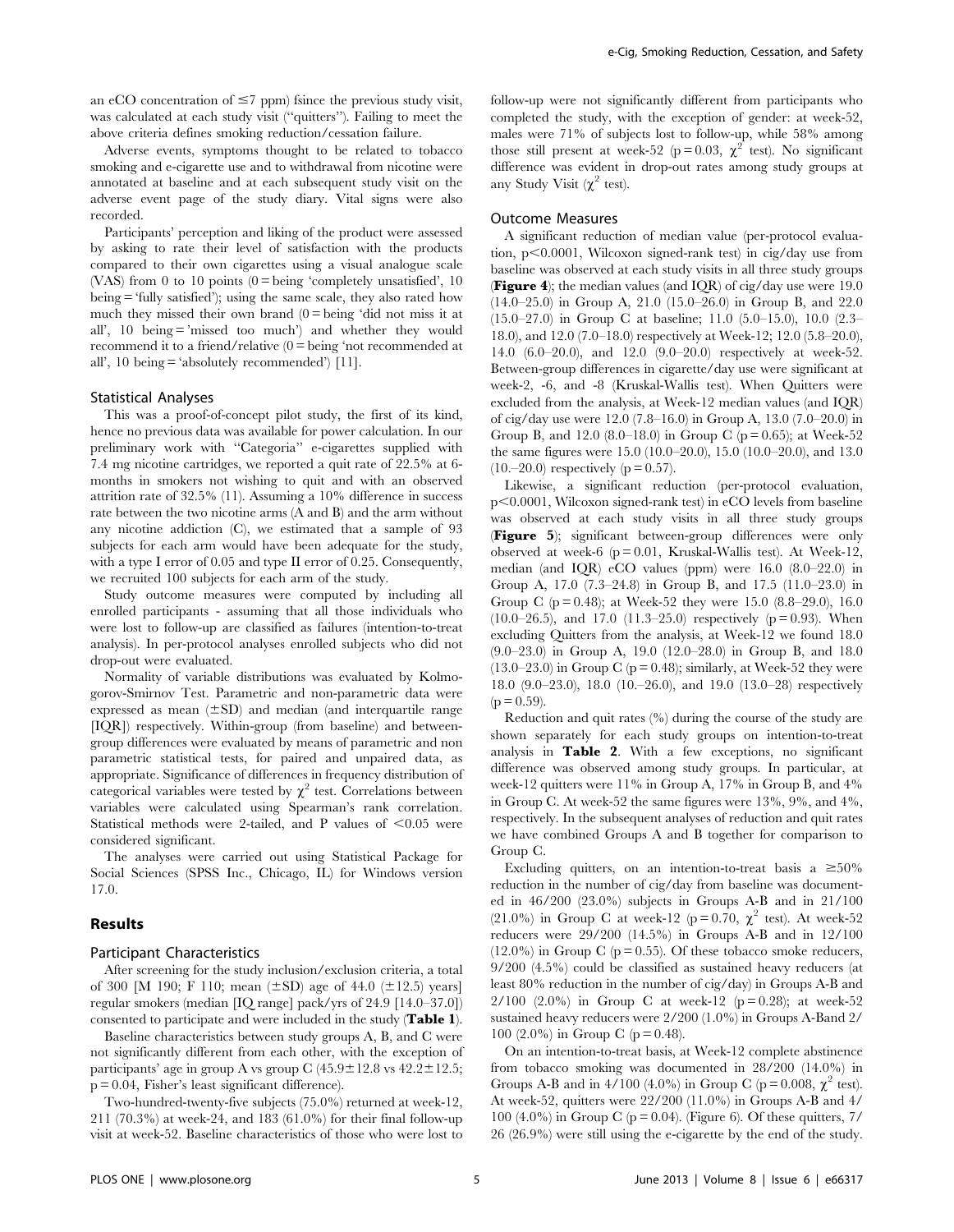an eCO concentration of $\leq$7 ppm) fsince the previous study visit, was calculated at each study visit ("quitters"). Failing to meet the above criteria defines smoking reduction/cessation failure.

Adverse events, symptoms thought to be related to tobacco smoking and e-cigarette use and to withdrawal from nicotine were annotated at baseline and at each subsequent study visit on the adverse event page of the study diary. Vital signs were also recorded.

Participants' perception and liking of the product were assessed by asking to rate their level of satisfaction with the products compared to their own cigarettes using a visual analogue scale (VAS) from 0 to 10 points (0 = being 'completely unsatisfied', 10 being = 'fully satisfied'); using the same scale, they also rated how much they missed their own brand (0 = being 'did not miss it at all', 10 being = 'missed too much') and whether they would recommend it to a friend/relative (0 = being 'not recommended at all', 10 being = 'absolutely recommended') [11].

### Statistical Analyses

This was a proof-of-concept pilot study, the first of its kind, hence no previous data was available for power calculation. In our preliminary work with "Categoria" e-cigarettes supplied with 7.4 mg nicotine cartridges, we reported a quit rate of 22.5% at 6-months in smokers not wishing to quit and with an observed attrition rate of 32.5% (11). Assuming a 10% difference in success rate between the two nicotine arms (A and B) and the arm without any nicotine addiction (C), we estimated that a sample of 93 subjects for each arm would have been adequate for the study, with a type I error of 0.05 and type II error of 0.25. Consequently, we recruited 100 subjects for each arm of the study.

Study outcome measures were computed by including all enrolled participants - assuming that all those individuals who were lost to follow-up are classified as failures (intention-to-treat analysis). In per-protocol analyses enrolled subjects who did not drop-out were evaluated.

Normality of variable distributions was evaluated by Kolmogorov-Smirnov Test. Parametric and non-parametric data were expressed as mean ($\pm$SD) and median (and interquartile range [IQR]) respectively. Within-group (from baseline) and between-group differences were evaluated by means of parametric and non parametric statistical tests, for paired and unpaired data, as appropriate. Significance of differences in frequency distribution of categorical variables were tested by $\chi^2$ test. Correlations between variables were calculated using Spearman's rank correlation. Statistical methods were 2-tailed, and P values of $<$0.05 were considered significant.

The analyses were carried out using Statistical Package for Social Sciences (SPSS Inc., Chicago, IL) for Windows version 17.0.

## Results

### Participant Characteristics

After screening for the study inclusion/exclusion criteria, a total of 300 [M 190; F 110; mean ($\pm$SD) age of 44.0 ($\pm$12.5) years] regular smokers (median [IQ range] pack/yrs of 24.9 [14.0–37.0]) consented to participate and were included in the study (**Table 1**).

Baseline characteristics between study groups A, B, and C were not significantly different from each other, with the exception of participants' age in group A vs group C (45.9$\pm$12.8 vs 42.2$\pm$12.5; p = 0.04, Fisher's least significant difference).

Two-hundred-twenty-five subjects (75.0%) returned at week-12, 211 (70.3%) at week-24, and 183 (61.0%) for their final follow-up visit at week-52. Baseline characteristics of those who were lost to follow-up were not significantly different from participants who completed the study, with the exception of gender: at week-52, males were 71% of subjects lost to follow-up, while 58% among those still present at week-52 (p = 0.03, $\chi^2$ test). No significant difference was evident in drop-out rates among study groups at any Study Visit ($\chi^2$ test).

### Outcome Measures

A significant reduction of median value (per-protocol evaluation, p$<$0.0001, Wilcoxon signed-rank test) in cig/day use from baseline was observed at each study visits in all three study groups (**Figure 4**); the median values (and IQR) of cig/day use were 19.0 (14.0–25.0) in Group A, 21.0 (15.0–26.0) in Group B, and 22.0 (15.0–27.0) in Group C at baseline; 11.0 (5.0–15.0), 10.0 (2.3–18.0), and 12.0 (7.0–18.0) respectively at Week-12; 12.0 (5.8–20.0), 14.0 (6.0–20.0), and 12.0 (9.0–20.0) respectively at week-52. Between-group differences in cigarette/day use were significant at week-2, -6, and -8 (Kruskal-Wallis test). When Quitters were excluded from the analysis, at Week-12 median values (and IQR) of cig/day use were 12.0 (7.8–16.0) in Group A, 13.0 (7.0–20.0) in Group B, and 12.0 (8.0–18.0) in Group C (p = 0.65); at Week-52 the same figures were 15.0 (10.0–20.0), 15.0 (10.0–20.0), and 13.0 (10.–20.0) respectively (p = 0.57).

Likewise, a significant reduction (per-protocol evaluation, p$<$0.0001, Wilcoxon signed-rank test) in eCO levels from baseline was observed at each study visits in all three study groups (**Figure 5**); significant between-group differences were only observed at week-6 (p = 0.01, Kruskal-Wallis test). At Week-12, median (and IQR) eCO values (ppm) were 16.0 (8.0–22.0) in Group A, 17.0 (7.3–24.8) in Group B, and 17.5 (11.0–23.0) in Group C (p = 0.48); at Week-52 they were 15.0 (8.8–29.0), 16.0 (10.0–26.5), and 17.0 (11.3–25.0) respectively (p = 0.93). When excluding Quitters from the analysis, at Week-12 we found 18.0 (9.0–23.0) in Group A, 19.0 (12.0–28.0) in Group B, and 18.0 (13.0–23.0) in Group C (p = 0.48); similarly, at Week-52 they were 18.0 (9.0–23.0), 18.0 (10.–26.0), and 19.0 (13.0–28) respectively (p = 0.59).

Reduction and quit rates (%) during the course of the study are shown separately for each study groups on intention-to-treat analysis in **Table 2**. With a few exceptions, no significant difference was observed among study groups. In particular, at week-12 quitters were 11% in Group A, 17% in Group B, and 4% in Group C. At week-52 the same figures were 13%, 9%, and 4%, respectively. In the subsequent analyses of reduction and quit rates we have combined Groups A and B together for comparison to Group C.

Excluding quitters, on an intention-to-treat basis a $\geq$50% reduction in the number of cig/day from baseline was documented in 46/200 (23.0%) subjects in Groups A-B and in 21/100 (21.0%) in Group C at week-12 (p = 0.70, $\chi^2$ test). At week-52 reducers were 29/200 (14.5%) in Groups A-B and in 12/100 (12.0%) in Group C (p = 0.55). Of these tobacco smoke reducers, 9/200 (4.5%) could be classified as sustained heavy reducers (at least 80% reduction in the number of cig/day) in Groups A-B and 2/100 (2.0%) in Group C at week-12 (p = 0.28); at week-52 sustained heavy reducers were 2/200 (1.0%) in Groups A-Band 2/100 (2.0%) in Group C (p = 0.48).

On an intention-to-treat basis, at Week-12 complete abstinence from tobacco smoking was documented in 28/200 (14.0%) in Groups A-B and in 4/100 (4.0%) in Group C (p = 0.008, $\chi^2$ test). At week-52, quitters were 22/200 (11.0%) in Groups A-B and 4/100 (4.0%) in Group C (p = 0.04). (Figure 6). Of these quitters, 7/26 (26.9%) were still using the e-cigarette by the end of the study.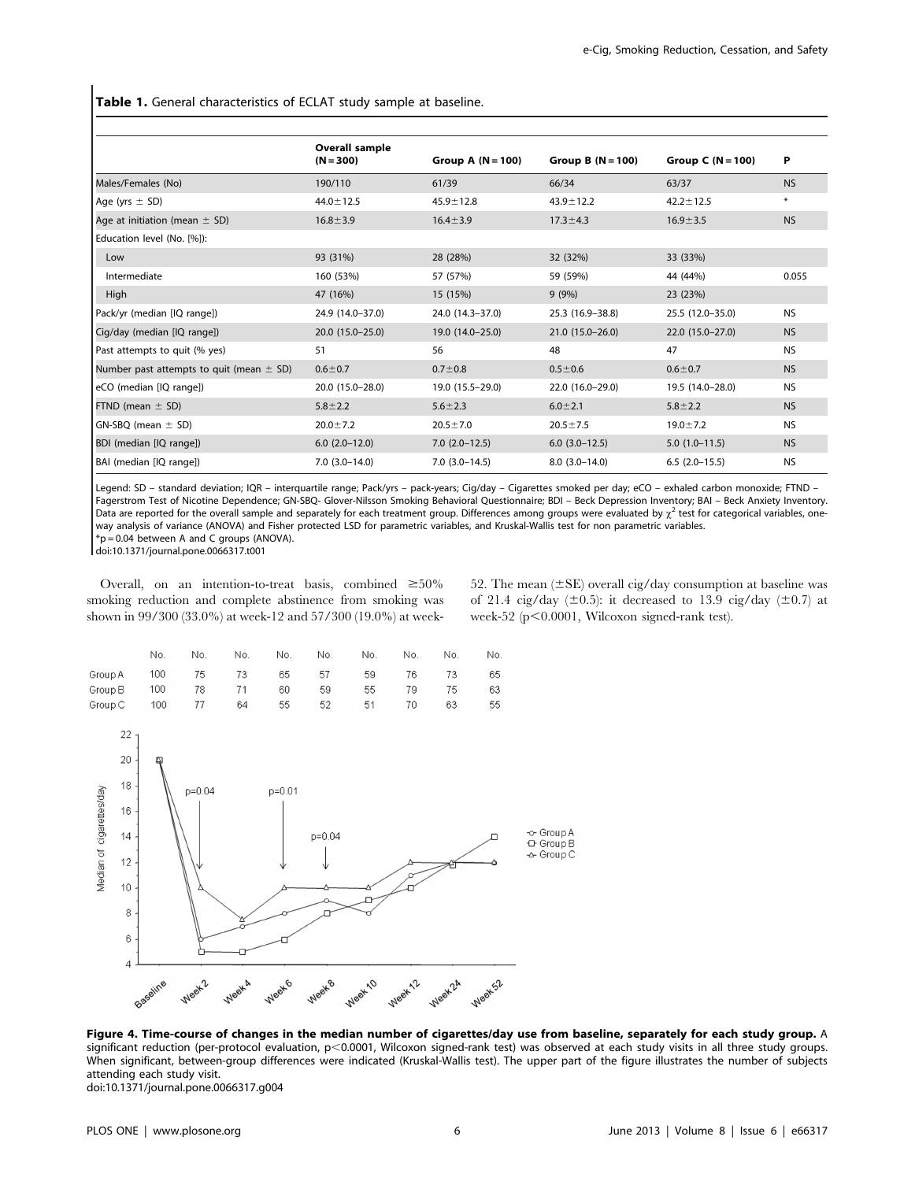**Table 1.** General characteristics of ECLAT study sample at baseline.

| | Overall sample (N = 300) | Group A (N = 100) | Group B (N = 100) | Group C (N = 100) | P |
|---|---|---|---|---|---|
| Males/Females (No) | 190/110 | 61/39 | 66/34 | 63/37 | NS |
| Age (yrs ± SD) | 44.0±12.5 | 45.9±12.8 | 43.9±12.2 | 42.2±12.5 | * |
| Age at initiation (mean ± SD) | 16.8±3.9 | 16.4±3.9 | 17.3±4.3 | 16.9±3.5 | NS |
| Education level (No. [%]): | | | | | |
| Low | 93 (31%) | 28 (28%) | 32 (32%) | 33 (33%) | |
| Intermediate | 160 (53%) | 57 (57%) | 59 (59%) | 44 (44%) | 0.055 |
| High | 47 (16%) | 15 (15%) | 9 (9%) | 23 (23%) | |
| Pack/yr (median [IQ range]) | 24.9 (14.0–37.0) | 24.0 (14.3–37.0) | 25.3 (16.9–38.8) | 25.5 (12.0–35.0) | NS |
| Cig/day (median [IQ range]) | 20.0 (15.0–25.0) | 19.0 (14.0–25.0) | 21.0 (15.0–26.0) | 22.0 (15.0–27.0) | NS |
| Past attempts to quit (% yes) | 51 | 56 | 48 | 47 | NS |
| Number past attempts to quit (mean ± SD) | 0.6±0.7 | 0.7±0.8 | 0.5±0.6 | 0.6±0.7 | NS |
| eCO (median [IQ range]) | 20.0 (15.0–28.0) | 19.0 (15.5–29.0) | 22.0 (16.0–29.0) | 19.5 (14.0–28.0) | NS |
| FTND (mean ± SD) | 5.8±2.2 | 5.6±2.3 | 6.0±2.1 | 5.8±2.2 | NS |
| GN-SBQ (mean ± SD) | 20.0±7.2 | 20.5±7.0 | 20.5±7.5 | 19.0±7.2 | NS |
| BDI (median [IQ range]) | 6.0 (2.0–12.0) | 7.0 (2.0–12.5) | 6.0 (3.0–12.5) | 5.0 (1.0–11.5) | NS |
| BAI (median [IQ range]) | 7.0 (3.0–14.0) | 7.0 (3.0–14.5) | 8.0 (3.0–14.0) | 6.5 (2.0–15.5) | NS |

Legend: SD – standard deviation; IQR – interquartile range; Pack/yrs – pack-years; Cig/day – Cigarettes smoked per day; eCO – exhaled carbon monoxide; FTND – Fagerstrom Test of Nicotine Dependence; GN-SBQ- Glover-Nilsson Smoking Behavioral Questionnaire; BDI – Beck Depression Inventory; BAI – Beck Anxiety Inventory. Data are reported for the overall sample and separately for each treatment group. Differences among groups were evaluated by $\chi^2$ test for categorical variables, one-way analysis of variance (ANOVA) and Fisher protected LSD for parametric variables, and Kruskal-Wallis test for non parametric variables.
*p = 0.04 between A and C groups (ANOVA).
doi:10.1371/journal.pone.0066317.t001

Overall, on an intention-to-treat basis, combined ≥50% smoking reduction and complete abstinence from smoking was shown in 99/300 (33.0%) at week-12 and 57/300 (19.0%) at week-52. The mean (±SE) overall cig/day consumption at baseline was of 21.4 cig/day (±0.5): it decreased to 13.9 cig/day (±0.7) at week-52 ($p<0.0001$, Wilcoxon signed-rank test).

**Figure 4. Time-course of changes in the median number of cigarettes/day use from baseline, separately for each study group.** A significant reduction (per-protocol evaluation, $p<0.0001$, Wilcoxon signed-rank test) was observed at each study visits in all three study groups. When significant, between-group differences were indicated (Kruskal-Wallis test). The upper part of the figure illustrates the number of subjects attending each study visit.
doi:10.1371/journal.pone.0066317.g004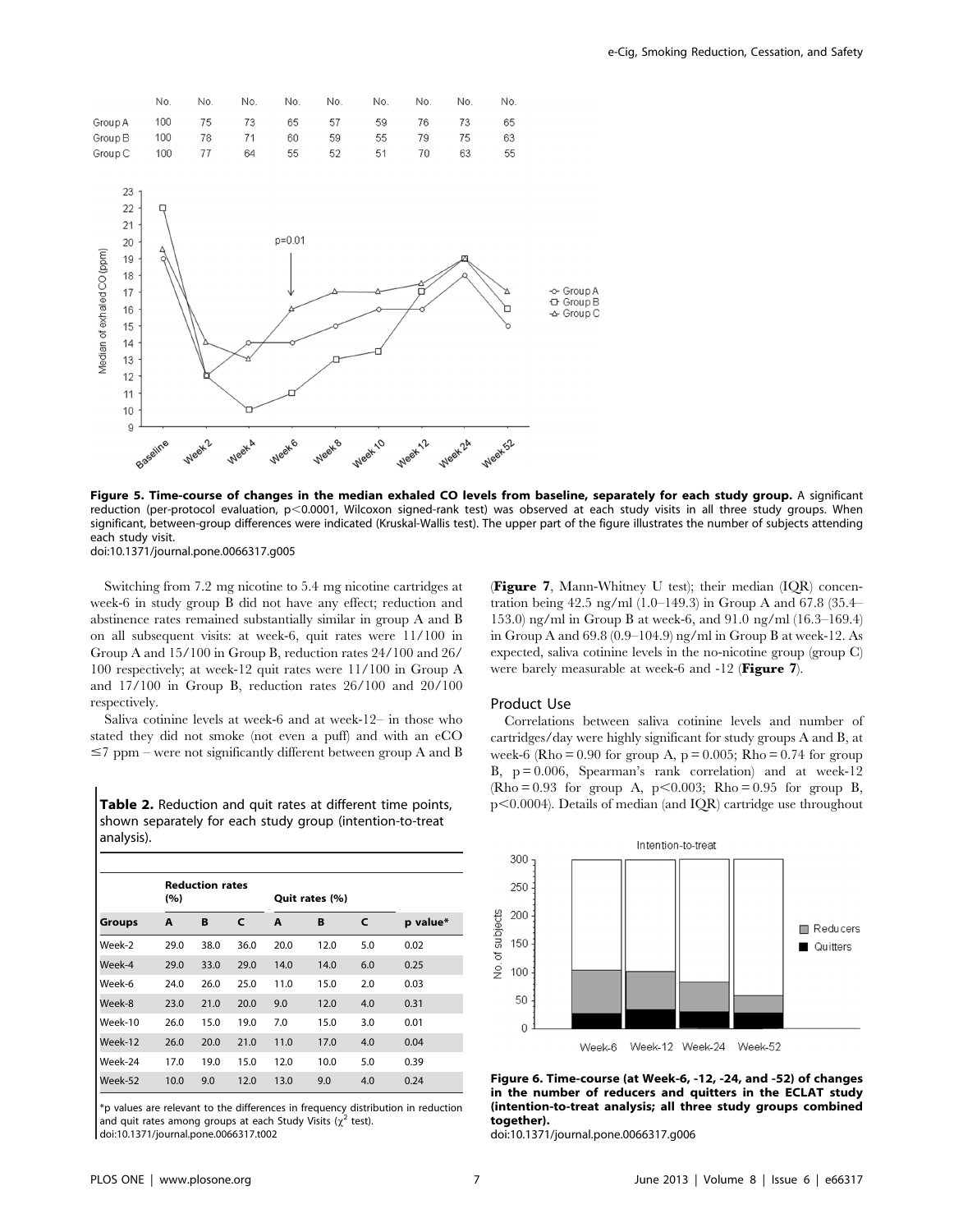Figure 5. Time-course of changes in the median exhaled CO levels from baseline, separately for each study group. A significant reduction (per-protocol evaluation, p<0.0001, Wilcoxon signed-rank test) was observed at each study visits in all three study groups. When significant, between-group differences were indicated (Kruskal-Wallis test). The upper part of the figure illustrates the number of subjects attending each study visit.
doi:10.1371/journal.pone.0066317.g005

Switching from 7.2 mg nicotine to 5.4 mg nicotine cartridges at week-6 in study group B did not have any effect; reduction and abstinence rates remained substantially similar in group A and B on all subsequent visits: at week-6, quit rates were 11/100 in Group A and 15/100 in Group B, reduction rates 24/100 and 26/100 respectively; at week-12 quit rates were 11/100 in Group A and 17/100 in Group B, reduction rates 26/100 and 20/100 respectively.

Saliva cotinine levels at week-6 and at week-12– in those who stated they did not smoke (not even a puff) and with an eCO ≤7 ppm – were not significantly different between group A and B (**Figure 7**, Mann-Whitney U test); their median (IQR) concentration being 42.5 ng/ml (1.0–149.3) in Group A and 67.8 (35.4–153.0) ng/ml in Group B at week-6, and 91.0 ng/ml (16.3–169.4) in Group A and 69.8 (0.9–104.9) ng/ml in Group B at week-12. As expected, saliva cotinine levels in the no-nicotine group (group C) were barely measurable at week-6 and -12 (**Figure 7**).

**Table 2.** Reduction and quit rates at different time points, shown separately for each study group (intention-to-treat analysis).

| | Reduction rates (%) | | | Quit rates (%) | | | |
|---|---|---|---|---|---|---|---|
| **Groups** | **A** | **B** | **C** | **A** | **B** | **C** | **p value*** |
| Week-2 | 29.0 | 38.0 | 36.0 | 20.0 | 12.0 | 5.0 | 0.02 |
| Week-4 | 29.0 | 33.0 | 29.0 | 14.0 | 14.0 | 6.0 | 0.25 |
| Week-6 | 24.0 | 26.0 | 25.0 | 11.0 | 15.0 | 2.0 | 0.03 |
| Week-8 | 23.0 | 21.0 | 20.0 | 9.0 | 12.0 | 4.0 | 0.31 |
| Week-10 | 26.0 | 15.0 | 19.0 | 7.0 | 15.0 | 3.0 | 0.01 |
| Week-12 | 26.0 | 20.0 | 21.0 | 11.0 | 17.0 | 4.0 | 0.04 |
| Week-24 | 17.0 | 19.0 | 15.0 | 12.0 | 10.0 | 5.0 | 0.39 |
| Week-52 | 10.0 | 9.0 | 12.0 | 13.0 | 9.0 | 4.0 | 0.24 |

*p values are relevant to the differences in frequency distribution in reduction and quit rates among groups at each Study Visits ($\chi^2$ test).
doi:10.1371/journal.pone.0066317.t002

### Product Use

Correlations between saliva cotinine levels and number of cartridges/day were highly significant for study groups A and B, at week-6 (Rho = 0.90 for group A, p = 0.005; Rho = 0.74 for group B, p = 0.006, Spearman's rank correlation) and at week-12 (Rho = 0.93 for group A, p<0.003; Rho = 0.95 for group B, p<0.0004). Details of median (and IQR) cartridge use throughout

Figure 6. Time-course (at Week-6, -12, -24, and -52) of changes in the number of reducers and quitters in the ECLAT study (intention-to-treat analysis; all three study groups combined together).
doi:10.1371/journal.pone.0066317.g006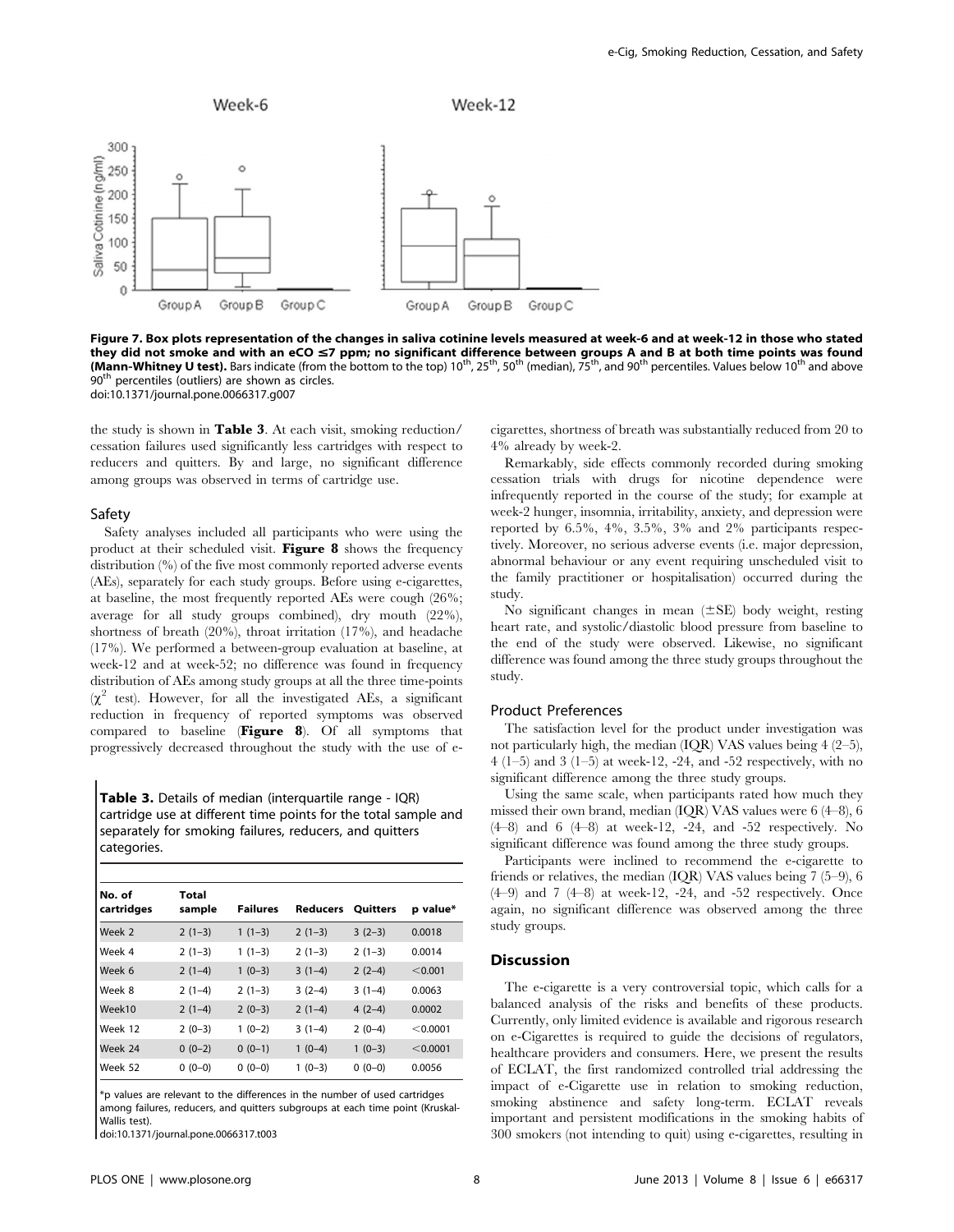Figure 7. Box plots representation of the changes in saliva cotinine levels measured at week-6 and at week-12 in those who stated they did not smoke and with an eCO ≤7 ppm; no significant difference between groups A and B at both time points was found (Mann-Whitney U test). Bars indicate (from the bottom to the top) 10th, 25th, 50th (median), 75th, and 90th percentiles. Values below 10th and above 90th percentiles (outliers) are shown as circles.
doi:10.1371/journal.pone.0066317.g007

the study is shown in **Table 3**. At each visit, smoking reduction/cessation failures used significantly less cartridges with respect to reducers and quitters. By and large, no significant difference among groups was observed in terms of cartridge use.

### Safety

Safety analyses included all participants who were using the product at their scheduled visit. **Figure 8** shows the frequency distribution (%) of the five most commonly reported adverse events (AEs), separately for each study groups. Before using e-cigarettes, at baseline, the most frequently reported AEs were cough (26%; average for all study groups combined), dry mouth (22%), shortness of breath (20%), throat irritation (17%), and headache (17%). We performed a between-group evaluation at baseline, at week-12 and at week-52; no difference was found in frequency distribution of AEs among study groups at all the three time-points ($\chi^2$ test). However, for all the investigated AEs, a significant reduction in frequency of reported symptoms was observed compared to baseline (**Figure 8**). Of all symptoms that progressively decreased throughout the study with the use of e-cigarettes, shortness of breath was substantially reduced from 20 to 4% already by week-2.

Remarkably, side effects commonly recorded during smoking cessation trials with drugs for nicotine dependence were infrequently reported in the course of the study; for example at week-2 hunger, insomnia, irritability, anxiety, and depression were reported by 6.5%, 4%, 3.5%, 3% and 2% participants respectively. Moreover, no serious adverse events (i.e. major depression, abnormal behaviour or any event requiring unscheduled visit to the family practitioner or hospitalisation) occurred during the study.

No significant changes in mean (±SE) body weight, resting heart rate, and systolic/diastolic blood pressure from baseline to the end of the study were observed. Likewise, no significant difference was found among the three study groups throughout the study.

**Table 3.** Details of median (interquartile range - IQR) cartridge use at different time points for the total sample and separately for smoking failures, reducers, and quitters categories.

| No. of cartridges | Total sample | Failures | Reducers | Quitters | p value* |
|---|---|---|---|---|---|
| Week 2 | 2 (1–3) | 1 (1–3) | 2 (1–3) | 3 (2–3) | 0.0018 |
| Week 4 | 2 (1–3) | 1 (1–3) | 2 (1–3) | 2 (1–3) | 0.0014 |
| Week 6 | 2 (1–4) | 1 (0–3) | 3 (1–4) | 2 (2–4) | <0.001 |
| Week 8 | 2 (1–4) | 2 (1–3) | 3 (2–4) | 3 (1–4) | 0.0063 |
| Week10 | 2 (1–4) | 2 (0–3) | 2 (1–4) | 4 (2–4) | 0.0002 |
| Week 12 | 2 (0–3) | 1 (0–2) | 3 (1–4) | 2 (0–4) | <0.0001 |
| Week 24 | 0 (0–2) | 0 (0–1) | 1 (0–4) | 1 (0–3) | <0.0001 |
| Week 52 | 0 (0–0) | 0 (0–0) | 1 (0–3) | 0 (0–0) | 0.0056 |

*p values are relevant to the differences in the number of used cartridges among failures, reducers, and quitters subgroups at each time point (Kruskal-Wallis test).
doi:10.1371/journal.pone.0066317.t003

### Product Preferences

The satisfaction level for the product under investigation was not particularly high, the median (IQR) VAS values being 4 (2–5), 4 (1–5) and 3 (1–5) at week-12, -24, and -52 respectively, with no significant difference among the three study groups.

Using the same scale, when participants rated how much they missed their own brand, median (IQR) VAS values were 6 (4–8), 6 (4–8) and 6 (4–8) at week-12, -24, and -52 respectively. No significant difference was found among the three study groups.

Participants were inclined to recommend the e-cigarette to friends or relatives, the median (IQR) VAS values being 7 (5–9), 6 (4–9) and 7 (4–8) at week-12, -24, and -52 respectively. Once again, no significant difference was observed among the three study groups.

## Discussion

The e-cigarette is a very controversial topic, which calls for a balanced analysis of the risks and benefits of these products. Currently, only limited evidence is available and rigorous research on e-Cigarettes is required to guide the decisions of regulators, healthcare providers and consumers. Here, we present the results of ECLAT, the first randomized controlled trial addressing the impact of e-Cigarette use in relation to smoking reduction, smoking abstinence and safety long-term. ECLAT reveals important and persistent modifications in the smoking habits of 300 smokers (not intending to quit) using e-cigarettes, resulting in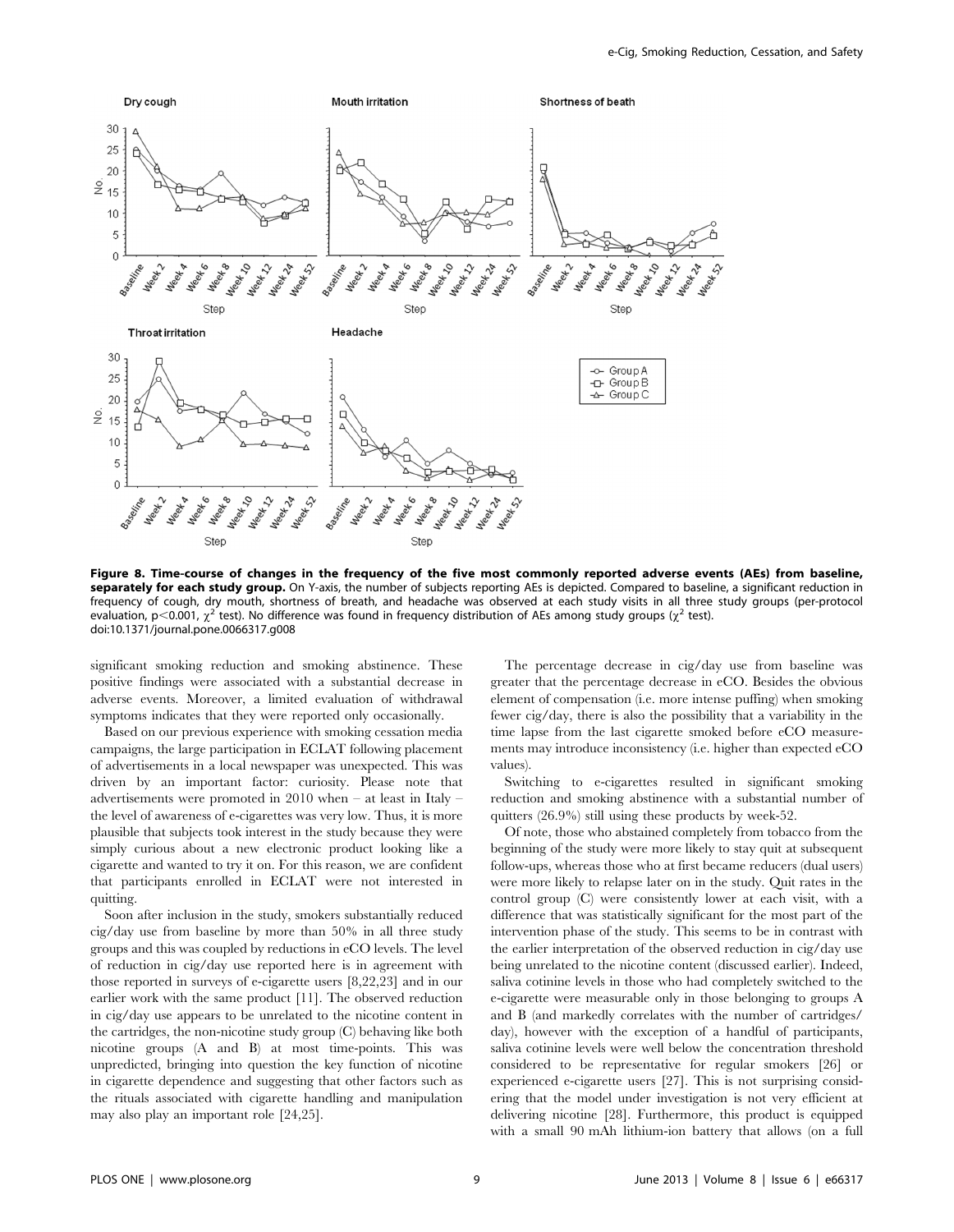**Figure 8. Time-course of changes in the frequency of the five most commonly reported adverse events (AEs) from baseline, separately for each study group.** On Y-axis, the number of subjects reporting AEs is depicted. Compared to baseline, a significant reduction in frequency of cough, dry mouth, shortness of breath, and headache was observed at each study visits in all three study groups (per-protocol evaluation, $p<0.001$, $\chi^2$ test). No difference was found in frequency distribution of AEs among study groups ($\chi^2$ test).
doi:10.1371/journal.pone.0066317.g008

significant smoking reduction and smoking abstinence. These positive findings were associated with a substantial decrease in adverse events. Moreover, a limited evaluation of withdrawal symptoms indicates that they were reported only occasionally.

Based on our previous experience with smoking cessation media campaigns, the large participation in ECLAT following placement of advertisements in a local newspaper was unexpected. This was driven by an important factor: curiosity. Please note that advertisements were promoted in 2010 when – at least in Italy – the level of awareness of e-cigarettes was very low. Thus, it is more plausible that subjects took interest in the study because they were simply curious about a new electronic product looking like a cigarette and wanted to try it on. For this reason, we are confident that participants enrolled in ECLAT were not interested in quitting.

Soon after inclusion in the study, smokers substantially reduced cig/day use from baseline by more than 50% in all three study groups and this was coupled by reductions in eCO levels. The level of reduction in cig/day use reported here is in agreement with those reported in surveys of e-cigarette users [8,22,23] and in our earlier work with the same product [11]. The observed reduction in cig/day use appears to be unrelated to the nicotine content in the cartridges, the non-nicotine study group (C) behaving like both nicotine groups (A and B) at most time-points. This was unpredicted, bringing into question the key function of nicotine in cigarette dependence and suggesting that other factors such as the rituals associated with cigarette handling and manipulation may also play an important role [24,25].

The percentage decrease in cig/day use from baseline was greater that the percentage decrease in eCO. Besides the obvious element of compensation (i.e. more intense puffing) when smoking fewer cig/day, there is also the possibility that a variability in the time lapse from the last cigarette smoked before eCO measurements may introduce inconsistency (i.e. higher than expected eCO values).

Switching to e-cigarettes resulted in significant smoking reduction and smoking abstinence with a substantial number of quitters (26.9%) still using these products by week-52.

Of note, those who abstained completely from tobacco from the beginning of the study were more likely to stay quit at subsequent follow-ups, whereas those who at first became reducers (dual users) were more likely to relapse later on in the study. Quit rates in the control group (C) were consistently lower at each visit, with a difference that was statistically significant for the most part of the intervention phase of the study. This seems to be in contrast with the earlier interpretation of the observed reduction in cig/day use being unrelated to the nicotine content (discussed earlier). Indeed, saliva cotinine levels in those who had completely switched to the e-cigarette were measurable only in those belonging to groups A and B (and markedly correlates with the number of cartridges/day), however with the exception of a handful of participants, saliva cotinine levels were well below the concentration threshold considered to be representative for regular smokers [26] or experienced e-cigarette users [27]. This is not surprising considering that the model under investigation is not very efficient at delivering nicotine [28]. Furthermore, this product is equipped with a small 90 mAh lithium-ion battery that allows (on a full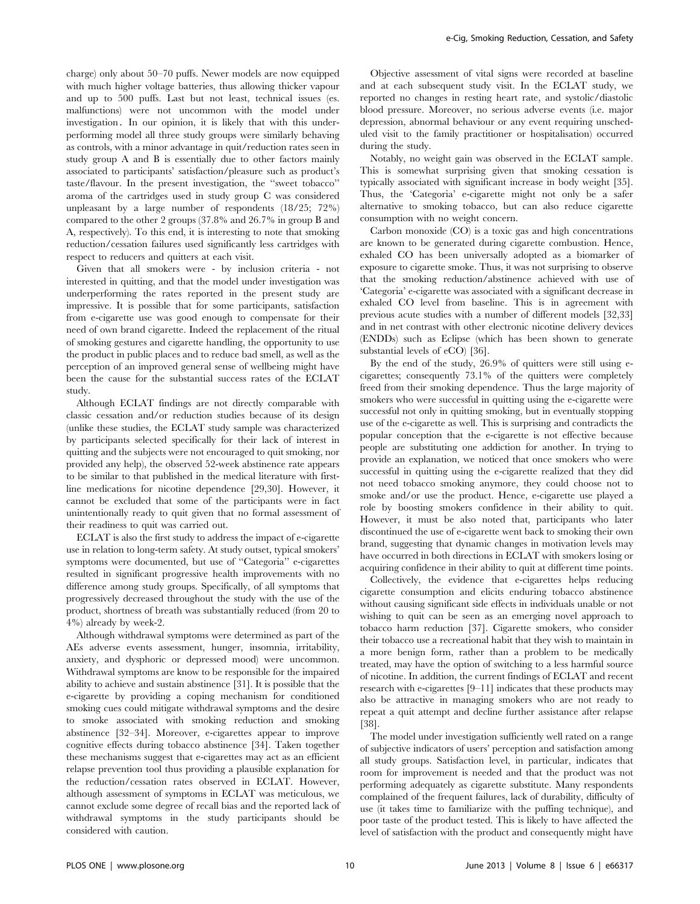charge) only about 50–70 puffs. Newer models are now equipped with much higher voltage batteries, thus allowing thicker vapour and up to 500 puffs. Last but not least, technical issues (es. malfunctions) were not uncommon with the model under investigation. In our opinion, it is likely that with this under-performing model all three study groups were similarly behaving as controls, with a minor advantage in quit/reduction rates seen in study group A and B is essentially due to other factors mainly associated to participants' satisfaction/pleasure such as product's taste/flavour. In the present investigation, the "sweet tobacco" aroma of the cartridges used in study group C was considered unpleasant by a large number of respondents (18/25; 72%) compared to the other 2 groups (37.8% and 26.7% in group B and A, respectively). To this end, it is interesting to note that smoking reduction/cessation failures used significantly less cartridges with respect to reducers and quitters at each visit.

Given that all smokers were - by inclusion criteria - not interested in quitting, and that the model under investigation was underperforming the rates reported in the present study are impressive. It is possible that for some participants, satisfaction from e-cigarette use was good enough to compensate for their need of own brand cigarette. Indeed the replacement of the ritual of smoking gestures and cigarette handling, the opportunity to use the product in public places and to reduce bad smell, as well as the perception of an improved general sense of wellbeing might have been the cause for the substantial success rates of the ECLAT study.

Although ECLAT findings are not directly comparable with classic cessation and/or reduction studies because of its design (unlike these studies, the ECLAT study sample was characterized by participants selected specifically for their lack of interest in quitting and the subjects were not encouraged to quit smoking, nor provided any help), the observed 52-week abstinence rate appears to be similar to that published in the medical literature with first-line medications for nicotine dependence [29,30]. However, it cannot be excluded that some of the participants were in fact unintentionally ready to quit given that no formal assessment of their readiness to quit was carried out.

ECLAT is also the first study to address the impact of e-cigarette use in relation to long-term safety. At study outset, typical smokers' symptoms were documented, but use of "Categoria" e-cigarettes resulted in significant progressive health improvements with no difference among study groups. Specifically, of all symptoms that progressively decreased throughout the study with the use of the product, shortness of breath was substantially reduced (from 20 to 4%) already by week-2.

Although withdrawal symptoms were determined as part of the AEs adverse events assessment, hunger, insomnia, irritability, anxiety, and dysphoric or depressed mood) were uncommon. Withdrawal symptoms are know to be responsible for the impaired ability to achieve and sustain abstinence [31]. It is possible that the e-cigarette by providing a coping mechanism for conditioned smoking cues could mitigate withdrawal symptoms and the desire to smoke associated with smoking reduction and smoking abstinence [32–34]. Moreover, e-cigarettes appear to improve cognitive effects during tobacco abstinence [34]. Taken together these mechanisms suggest that e-cigarettes may act as an efficient relapse prevention tool thus providing a plausible explanation for the reduction/cessation rates observed in ECLAT. However, although assessment of symptoms in ECLAT was meticulous, we cannot exclude some degree of recall bias and the reported lack of withdrawal symptoms in the study participants should be considered with caution.

Objective assessment of vital signs were recorded at baseline and at each subsequent study visit. In the ECLAT study, we reported no changes in resting heart rate, and systolic/diastolic blood pressure. Moreover, no serious adverse events (i.e. major depression, abnormal behaviour or any event requiring unscheduled visit to the family practitioner or hospitalisation) occurred during the study.

Notably, no weight gain was observed in the ECLAT sample. This is somewhat surprising given that smoking cessation is typically associated with significant increase in body weight [35]. Thus, the 'Categoria' e-cigarette might not only be a safer alternative to smoking tobacco, but can also reduce cigarette consumption with no weight concern.

Carbon monoxide (CO) is a toxic gas and high concentrations are known to be generated during cigarette combustion. Hence, exhaled CO has been universally adopted as a biomarker of exposure to cigarette smoke. Thus, it was not surprising to observe that the smoking reduction/abstinence achieved with use of 'Categoria' e-cigarette was associated with a significant decrease in exhaled CO level from baseline. This is in agreement with previous acute studies with a number of different models [32,33] and in net contrast with other electronic nicotine delivery devices (ENDDs) such as Eclipse (which has been shown to generate substantial levels of eCO) [36].

By the end of the study, 26.9% of quitters were still using e-cigarettes; consequently 73.1% of the quitters were completely freed from their smoking dependence. Thus the large majority of smokers who were successful in quitting using the e-cigarette were successful not only in quitting smoking, but in eventually stopping use of the e-cigarette as well. This is surprising and contradicts the popular conception that the e-cigarette is not effective because people are substituting one addiction for another. In trying to provide an explanation, we noticed that once smokers who were successful in quitting using the e-cigarette realized that they did not need tobacco smoking anymore, they could choose not to smoke and/or use the product. Hence, e-cigarette use played a role by boosting smokers confidence in their ability to quit. However, it must be also noted that, participants who later discontinued the use of e-cigarette went back to smoking their own brand, suggesting that dynamic changes in motivation levels may have occurred in both directions in ECLAT with smokers losing or acquiring confidence in their ability to quit at different time points.

Collectively, the evidence that e-cigarettes helps reducing cigarette consumption and elicits enduring tobacco abstinence without causing significant side effects in individuals unable or not wishing to quit can be seen as an emerging novel approach to tobacco harm reduction [37]. Cigarette smokers, who consider their tobacco use a recreational habit that they wish to maintain in a more benign form, rather than a problem to be medically treated, may have the option of switching to a less harmful source of nicotine. In addition, the current findings of ECLAT and recent research with e-cigarettes [9–11] indicates that these products may also be attractive in managing smokers who are not ready to repeat a quit attempt and decline further assistance after relapse [38].

The model under investigation sufficiently well rated on a range of subjective indicators of users' perception and satisfaction among all study groups. Satisfaction level, in particular, indicates that room for improvement is needed and that the product was not performing adequately as cigarette substitute. Many respondents complained of the frequent failures, lack of durability, difficulty of use (it takes time to familiarize with the puffing technique), and poor taste of the product tested. This is likely to have affected the level of satisfaction with the product and consequently might have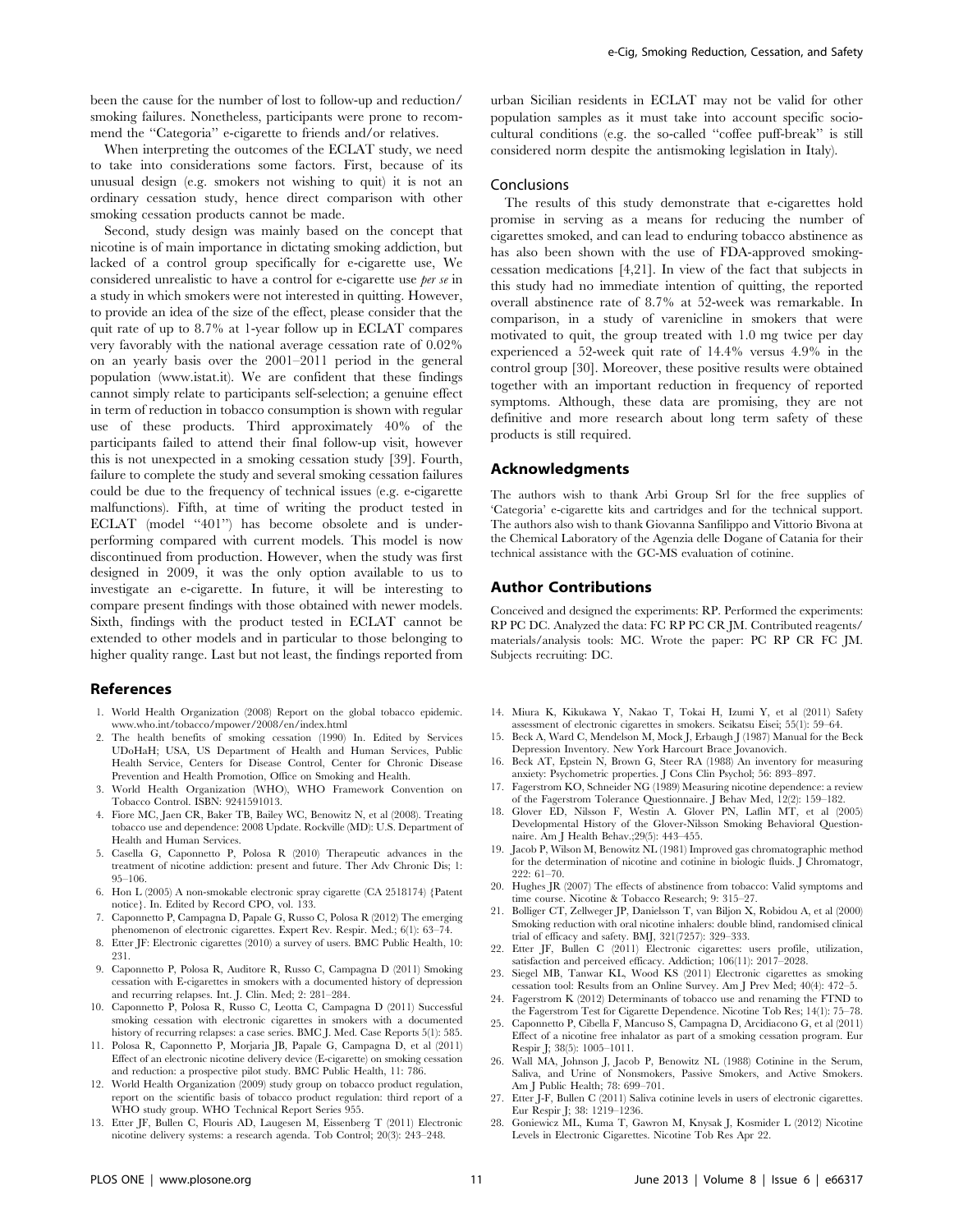been the cause for the number of lost to follow-up and reduction/smoking failures. Nonetheless, participants were prone to recommend the "Categoria" e-cigarette to friends and/or relatives.

When interpreting the outcomes of the ECLAT study, we need to take into considerations some factors. First, because of its unusual design (e.g. smokers not wishing to quit) it is not an ordinary cessation study, hence direct comparison with other smoking cessation products cannot be made.

Second, study design was mainly based on the concept that nicotine is of main importance in dictating smoking addiction, but lacked of a control group specifically for e-cigarette use, We considered unrealistic to have a control for e-cigarette use *per se* in a study in which smokers were not interested in quitting. However, to provide an idea of the size of the effect, please consider that the quit rate of up to 8.7% at 1-year follow up in ECLAT compares very favorably with the national average cessation rate of 0.02% on an yearly basis over the 2001–2011 period in the general population (www.istat.it). We are confident that these findings cannot simply relate to participants self-selection; a genuine effect in term of reduction in tobacco consumption is shown with regular use of these products. Third approximately 40% of the participants failed to attend their final follow-up visit, however this is not unexpected in a smoking cessation study [39]. Fourth, failure to complete the study and several smoking cessation failures could be due to the frequency of technical issues (e.g. e-cigarette malfunctions). Fifth, at time of writing the product tested in ECLAT (model "401") has become obsolete and is under-performing compared with current models. This model is now discontinued from production. However, when the study was first designed in 2009, it was the only option available to us to investigate an e-cigarette. In future, it will be interesting to compare present findings with those obtained with newer models. Sixth, findings with the product tested in ECLAT cannot be extended to other models and in particular to those belonging to higher quality range. Last but not least, the findings reported from urban Sicilian residents in ECLAT may not be valid for other population samples as it must take into account specific socio-cultural conditions (e.g. the so-called "coffee puff-break" is still considered norm despite the antismoking legislation in Italy).

## Conclusions

The results of this study demonstrate that e-cigarettes hold promise in serving as a means for reducing the number of cigarettes smoked, and can lead to enduring tobacco abstinence as has also been shown with the use of FDA-approved smoking-cessation medications [4,21]. In view of the fact that subjects in this study had no immediate intention of quitting, the reported overall abstinence rate of 8.7% at 52-week was remarkable. In comparison, in a study of varenicline in smokers that were motivated to quit, the group treated with 1.0 mg twice per day experienced a 52-week quit rate of 14.4% versus 4.9% in the control group [30]. Moreover, these positive results were obtained together with an important reduction in frequency of reported symptoms. Although, these data are promising, they are not definitive and more research about long term safety of these products is still required.

## Acknowledgments

The authors wish to thank Arbi Group Srl for the free supplies of 'Categoria' e-cigarette kits and cartridges and for the technical support. The authors also wish to thank Giovanna Sanfilippo and Vittorio Bivona at the Chemical Laboratory of the Agenzia delle Dogane of Catania for their technical assistance with the GC-MS evaluation of cotinine.

## Author Contributions

Conceived and designed the experiments: RP. Performed the experiments: RP PC DC. Analyzed the data: FC RP PC CR JM. Contributed reagents/materials/analysis tools: MC. Wrote the paper: PC RP CR FC JM. Subjects recruiting: DC.

## References

1. World Health Organization (2008) Report on the global tobacco epidemic. www.who.int/tobacco/mpower/2008/en/index.html
2. The health benefits of smoking cessation (1990) In. Edited by Services UDoHaH; USA, US Department of Health and Human Services, Public Health Service, Centers for Disease Control, Center for Chronic Disease Prevention and Health Promotion, Office on Smoking and Health.
3. World Health Organization (WHO), WHO Framework Convention on Tobacco Control. ISBN: 9241591013.
4. Fiore MC, Jaen CR, Baker TB, Bailey WC, Benowitz N, et al (2008). Treating tobacco use and dependence: 2008 Update. Rockville (MD): U.S. Department of Health and Human Services.
5. Casella G, Caponnetto P, Polosa R (2010) Therapeutic advances in the treatment of nicotine addiction: present and future. Ther Adv Chronic Dis; 1: 95–106.
6. Hon L (2005) A non-smokable electronic spray cigarette (CA 2518174) {Patent notice}. In. Edited by Record CPO, vol. 133.
7. Caponnetto P, Campagna D, Papale G, Russo C, Polosa R (2012) The emerging phenomenon of electronic cigarettes. Expert Rev. Respir. Med.; 6(1): 63–74.
8. Etter JF: Electronic cigarettes (2010) a survey of users. BMC Public Health, 10: 231.
9. Caponnetto P, Polosa R, Auditore R, Russo C, Campagna D (2011) Smoking cessation with E-cigarettes in smokers with a documented history of depression and recurring relapses. Int. J. Clin. Med; 2: 281–284.
10. Caponnetto P, Polosa R, Russo C, Leotta C, Campagna D (2011) Successful smoking cessation with electronic cigarettes in smokers with a documented history of recurring relapses: a case series. BMC J. Med. Case Reports 5(1): 585.
11. Polosa R, Caponnetto P, Morjaria JB, Papale G, Campagna D, et al (2011) Effect of an electronic nicotine delivery device (E-cigarette) on smoking cessation and reduction: a prospective pilot study. BMC Public Health, 11: 786.
12. World Health Organization (2009) study group on tobacco product regulation, report on the scientific basis of tobacco product regulation: third report of a WHO study group. WHO Technical Report Series 955.
13. Etter JF, Bullen C, Flouris AD, Laugesen M, Eissenberg T (2011) Electronic nicotine delivery systems: a research agenda. Tob Control; 20(3): 243–248.
14. Miura K, Kikukawa Y, Nakao T, Tokai H, Izumi Y, et al (2011) Safety assessment of electronic cigarettes in smokers. Seikatsu Eisei; 55(1): 59–64.
15. Beck A, Ward C, Mendelson M, Mock J, Erbaugh J (1987) Manual for the Beck Depression Inventory. New York Harcourt Brace Jovanovich.
16. Beck AT, Epstein N, Brown G, Steer RA (1988) An inventory for measuring anxiety: Psychometric properties. J Cons Clin Psychol; 56: 893–897.
17. Fagerstrom KO, Schneider NG (1989) Measuring nicotine dependence: a review of the Fagerstrom Tolerance Questionnaire. J Behav Med, 12(2): 159–182.
18. Glover ED, Nilsson F, Westin A. Glover PN, Laflin MT, et al (2005) Developmental History of the Glover-Nilsson Smoking Behavioral Questionnaire. Am J Health Behav.;29(5): 443–455.
19. Jacob P, Wilson M, Benowitz NL (1981) Improved gas chromatographic method for the determination of nicotine and cotinine in biologic fluids. J Chromatogr, 222: 61–70.
20. Hughes JR (2007) The effects of abstinence from tobacco: Valid symptoms and time course. Nicotine & Tobacco Research; 9: 315–27.
21. Bolliger CT, Zellweger JP, Danielsson T, van Biljon X, Robidou A, et al (2000) Smoking reduction with oral nicotine inhalers: double blind, randomised clinical trial of efficacy and safety. BMJ, 321(7257): 329–333.
22. Etter JF, Bullen C (2011) Electronic cigarettes: users profile, utilization, satisfaction and perceived efficacy. Addiction; 106(11): 2017–2028.
23. Siegel MB, Tanwar KL, Wood KS (2011) Electronic cigarettes as smoking cessation tool: Results from an Online Survey. Am J Prev Med; 40(4): 472–5.
24. Fagerstrom K (2012) Determinants of tobacco use and renaming the FTND to the Fagerstrom Test for Cigarette Dependence. Nicotine Tob Res; 14(1): 75–78.
25. Caponnetto P, Cibella F, Mancuso S, Campagna D, Arcidiacono G, et al (2011) Effect of a nicotine free inhalator as part of a smoking cessation program. Eur Respir J; 38(5): 1005–1011.
26. Wall MA, Johnson J, Jacob P, Benowitz NL (1988) Cotinine in the Serum, Saliva, and Urine of Nonsmokers, Passive Smokers, and Active Smokers. Am J Public Health; 78: 699–701.
27. Etter J-F, Bullen C (2011) Saliva cotinine levels in users of electronic cigarettes. Eur Respir J; 38: 1219–1236.
28. Goniewicz ML, Kuma T, Gawron M, Knysak J, Kosmider L (2012) Nicotine Levels in Electronic Cigarettes. Nicotine Tob Res Apr 22.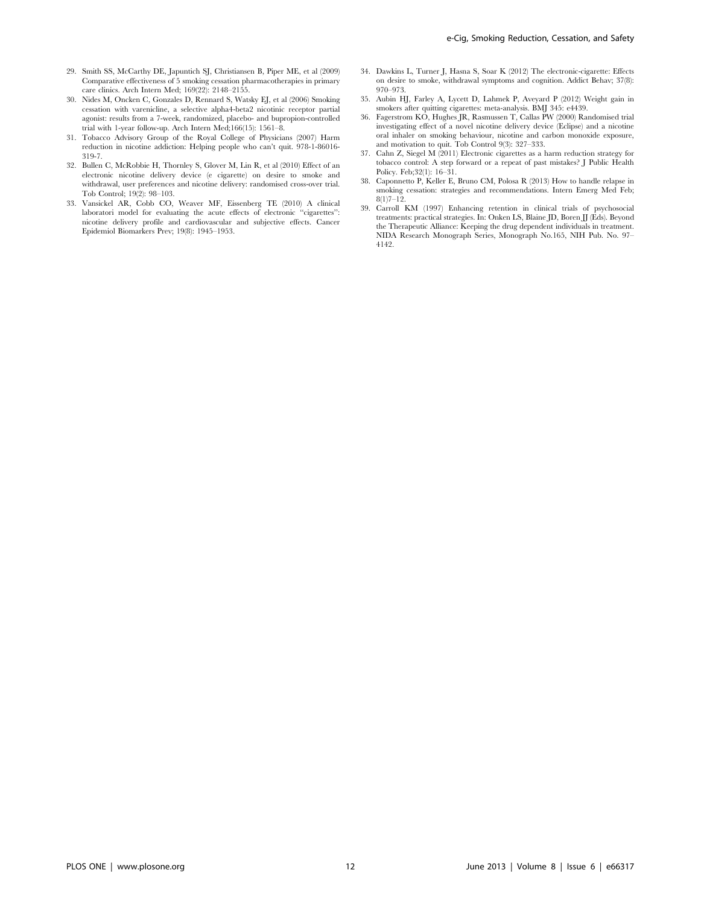29. Smith SS, McCarthy DE, Japuntich SJ, Christiansen B, Piper ME, et al (2009) Comparative effectiveness of 5 smoking cessation pharmacotherapies in primary care clinics. Arch Intern Med; 169(22): 2148–2155.
30. Nides M, Oncken C, Gonzales D, Rennard S, Watsky EJ, et al (2006) Smoking cessation with varenicline, a selective alpha4-beta2 nicotinic receptor partial agonist: results from a 7-week, randomized, placebo- and bupropion-controlled trial with 1-year follow-up. Arch Intern Med;166(15): 1561–8.
31. Tobacco Advisory Group of the Royal College of Physicians (2007) Harm reduction in nicotine addiction: Helping people who can't quit. 978-1-86016-319-7.
32. Bullen C, McRobbie H, Thornley S, Glover M, Lin R, et al (2010) Effect of an electronic nicotine delivery device (e cigarette) on desire to smoke and withdrawal, user preferences and nicotine delivery: randomised cross-over trial. Tob Control; 19(2): 98–103.
33. Vansickel AR, Cobb CO, Weaver MF, Eissenberg TE (2010) A clinical laboratori model for evaluating the acute effects of electronic "cigarettes": nicotine delivery profile and cardiovascular and subjective effects. Cancer Epidemiol Biomarkers Prev; 19(8): 1945–1953.
34. Dawkins L, Turner J, Hasna S, Soar K (2012) The electronic-cigarette: Effects on desire to smoke, withdrawal symptoms and cognition. Addict Behav; 37(8): 970–973.
35. Aubin HJ, Farley A, Lycett D, Lahmek P, Aveyard P (2012) Weight gain in smokers after quitting cigarettes: meta-analysis. BMJ 345: e4439.
36. Fagerstrom KO, Hughes JR, Rasmussen T, Callas PW (2000) Randomised trial investigating effect of a novel nicotine delivery device (Eclipse) and a nicotine oral inhaler on smoking behaviour, nicotine and carbon monoxide exposure, and motivation to quit. Tob Control 9(3): 327–333.
37. Cahn Z, Siegel M (2011) Electronic cigarettes as a harm reduction strategy for tobacco control: A step forward or a repeat of past mistakes? J Public Health Policy. Feb;32(1): 16–31.
38. Caponnetto P, Keller E, Bruno CM, Polosa R (2013) How to handle relapse in smoking cessation: strategies and recommendations. Intern Emerg Med Feb; 8(1)7–12.
39. Carroll KM (1997) Enhancing retention in clinical trials of psychosocial treatments: practical strategies. In: Onken LS, Blaine JD, Boren JJ (Eds). Beyond the Therapeutic Alliance: Keeping the drug dependent individuals in treatment. NIDA Research Monograph Series, Monograph No.165, NIH Pub. No. 97–4142.